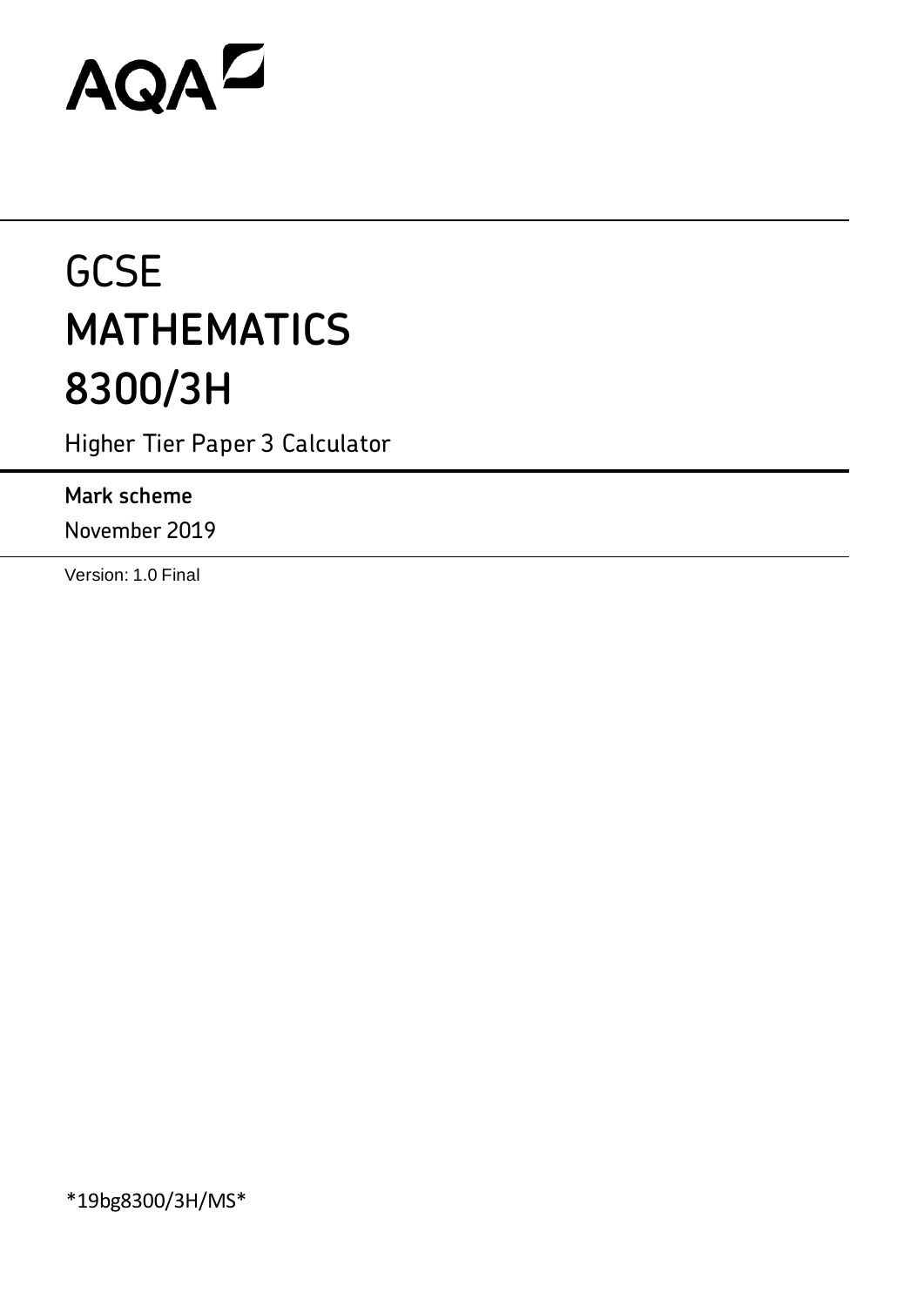AQA

# GCSE
# MATHEMATICS
# 8300/3H

Higher Tier Paper 3 Calculator

**Mark scheme**

November 2019

Version: 1.0 Final

*19bg8300/3H/MS*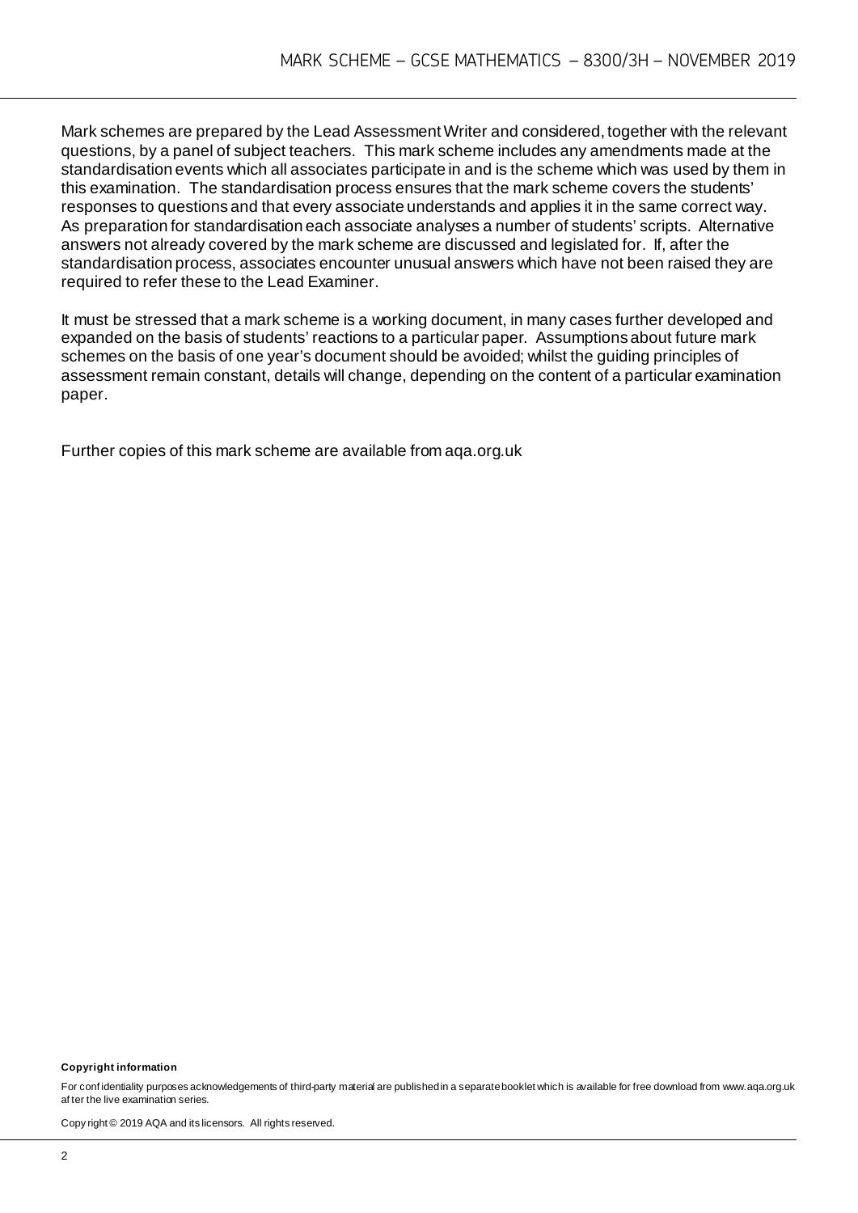Mark schemes are prepared by the Lead Assessment Writer and considered, together with the relevant questions, by a panel of subject teachers. This mark scheme includes any amendments made at the standardisation events which all associates participate in and is the scheme which was used by them in this examination. The standardisation process ensures that the mark scheme covers the students' responses to questions and that every associate understands and applies it in the same correct way. As preparation for standardisation each associate analyses a number of students' scripts. Alternative answers not already covered by the mark scheme are discussed and legislated for. If, after the standardisation process, associates encounter unusual answers which have not been raised they are required to refer these to the Lead Examiner.

It must be stressed that a mark scheme is a working document, in many cases further developed and expanded on the basis of students' reactions to a particular paper. Assumptions about future mark schemes on the basis of one year's document should be avoided; whilst the guiding principles of assessment remain constant, details will change, depending on the content of a particular examination paper.

Further copies of this mark scheme are available from aqa.org.uk

**Copyright information**

For confidentiality purposes acknowledgements of third-party material are published in a separate booklet which is available for free download from www.aqa.org.uk after the live examination series.

Copyright © 2019 AQA and its licensors. All rights reserved.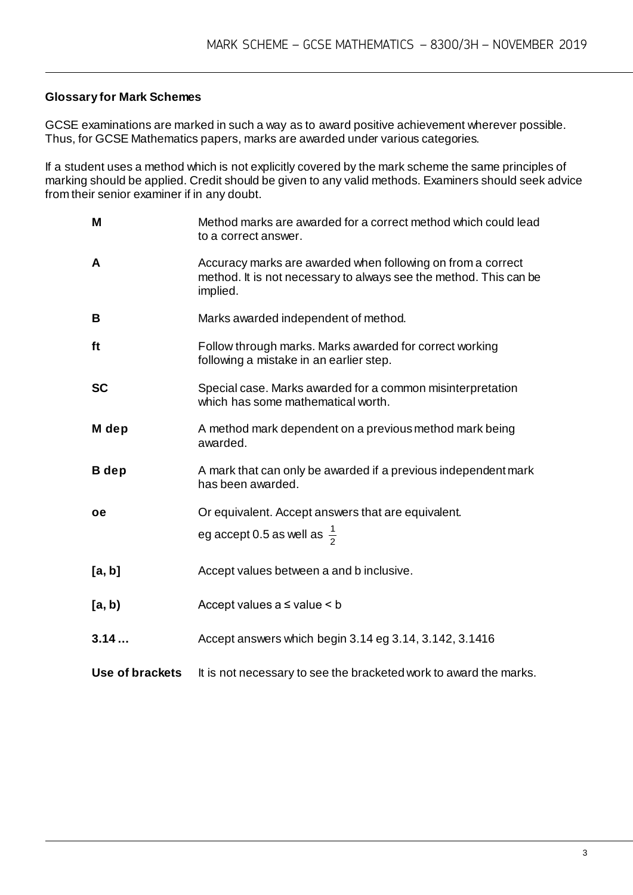**Glossary for Mark Schemes**

GCSE examinations are marked in such a way as to award positive achievement wherever possible. Thus, for GCSE Mathematics papers, marks are awarded under various categories.

If a student uses a method which is not explicitly covered by the mark scheme the same principles of marking should be applied. Credit should be given to any valid methods. Examiners should seek advice from their senior examiner if in any doubt.

| | |
|---|---|
| **M** | Method marks are awarded for a correct method which could lead to a correct answer. |
| **A** | Accuracy marks are awarded when following on from a correct method. It is not necessary to always see the method. This can be implied. |
| **B** | Marks awarded independent of method. |
| **ft** | Follow through marks. Marks awarded for correct working following a mistake in an earlier step. |
| **SC** | Special case. Marks awarded for a common misinterpretation which has some mathematical worth. |
| **M dep** | A method mark dependent on a previous method mark being awarded. |
| **B dep** | A mark that can only be awarded if a previous independent mark has been awarded. |
| **oe** | Or equivalent. Accept answers that are equivalent. eg accept 0.5 as well as $\frac{1}{2}$ |
| **[a, b]** | Accept values between a and b inclusive. |
| **[a, b)** | Accept values a ≤ value < b |
| **3.14 …** | Accept answers which begin 3.14 eg 3.14, 3.142, 3.1416 |
| **Use of brackets** | It is not necessary to see the bracketed work to award the marks. |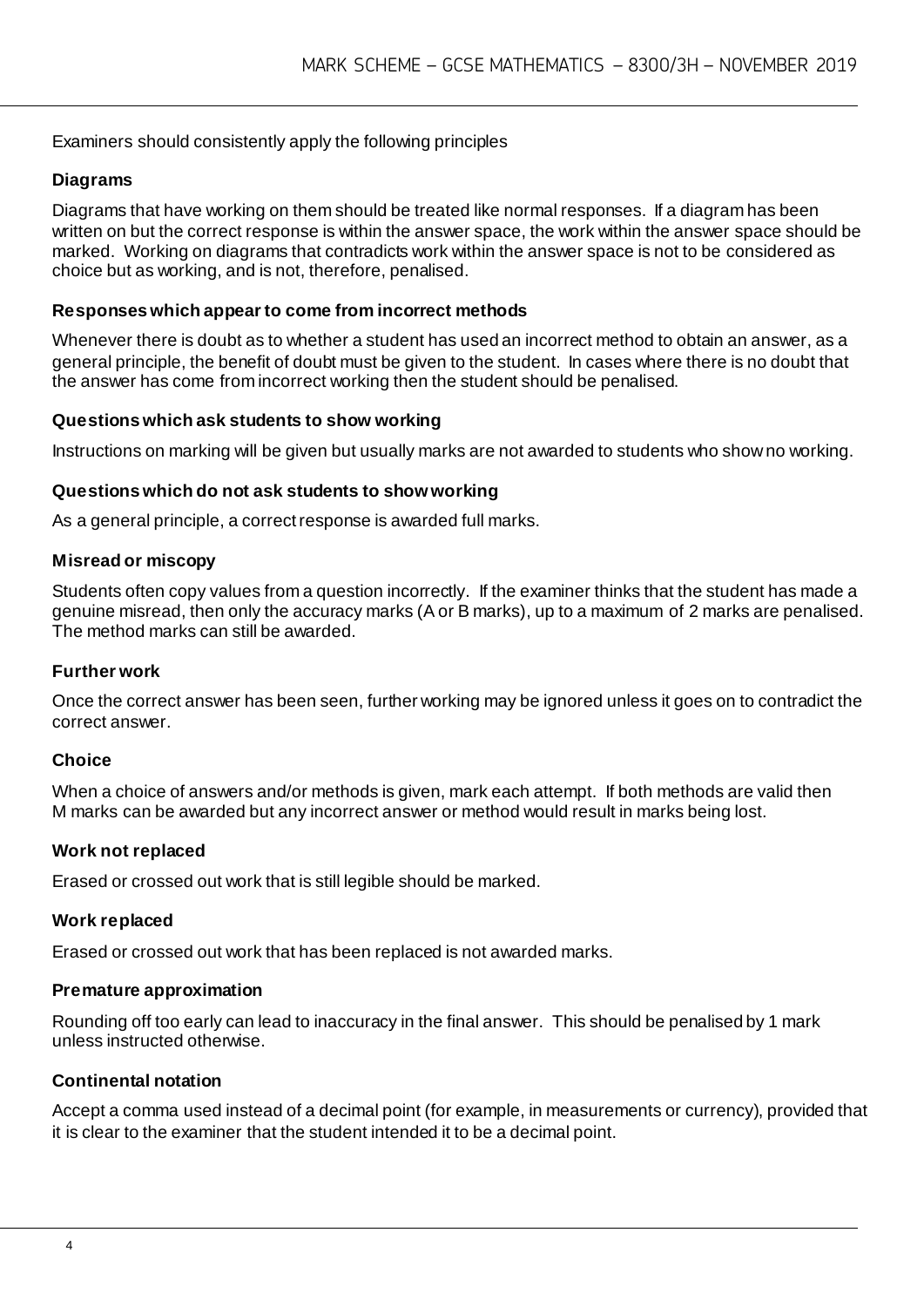Examiners should consistently apply the following principles

### Diagrams

Diagrams that have working on them should be treated like normal responses. If a diagram has been written on but the correct response is within the answer space, the work within the answer space should be marked. Working on diagrams that contradicts work within the answer space is not to be considered as choice but as working, and is not, therefore, penalised.

### Responses which appear to come from incorrect methods

Whenever there is doubt as to whether a student has used an incorrect method to obtain an answer, as a general principle, the benefit of doubt must be given to the student. In cases where there is no doubt that the answer has come from incorrect working then the student should be penalised.

### Questions which ask students to show working

Instructions on marking will be given but usually marks are not awarded to students who show no working.

### Questions which do not ask students to show working

As a general principle, a correct response is awarded full marks.

### Misread or miscopy

Students often copy values from a question incorrectly. If the examiner thinks that the student has made a genuine misread, then only the accuracy marks (A or B marks), up to a maximum of 2 marks are penalised. The method marks can still be awarded.

### Further work

Once the correct answer has been seen, further working may be ignored unless it goes on to contradict the correct answer.

### Choice

When a choice of answers and/or methods is given, mark each attempt. If both methods are valid then M marks can be awarded but any incorrect answer or method would result in marks being lost.

### Work not replaced

Erased or crossed out work that is still legible should be marked.

### Work replaced

Erased or crossed out work that has been replaced is not awarded marks.

### Premature approximation

Rounding off too early can lead to inaccuracy in the final answer. This should be penalised by 1 mark unless instructed otherwise.

### Continental notation

Accept a comma used instead of a decimal point (for example, in measurements or currency), provided that it is clear to the examiner that the student intended it to be a decimal point.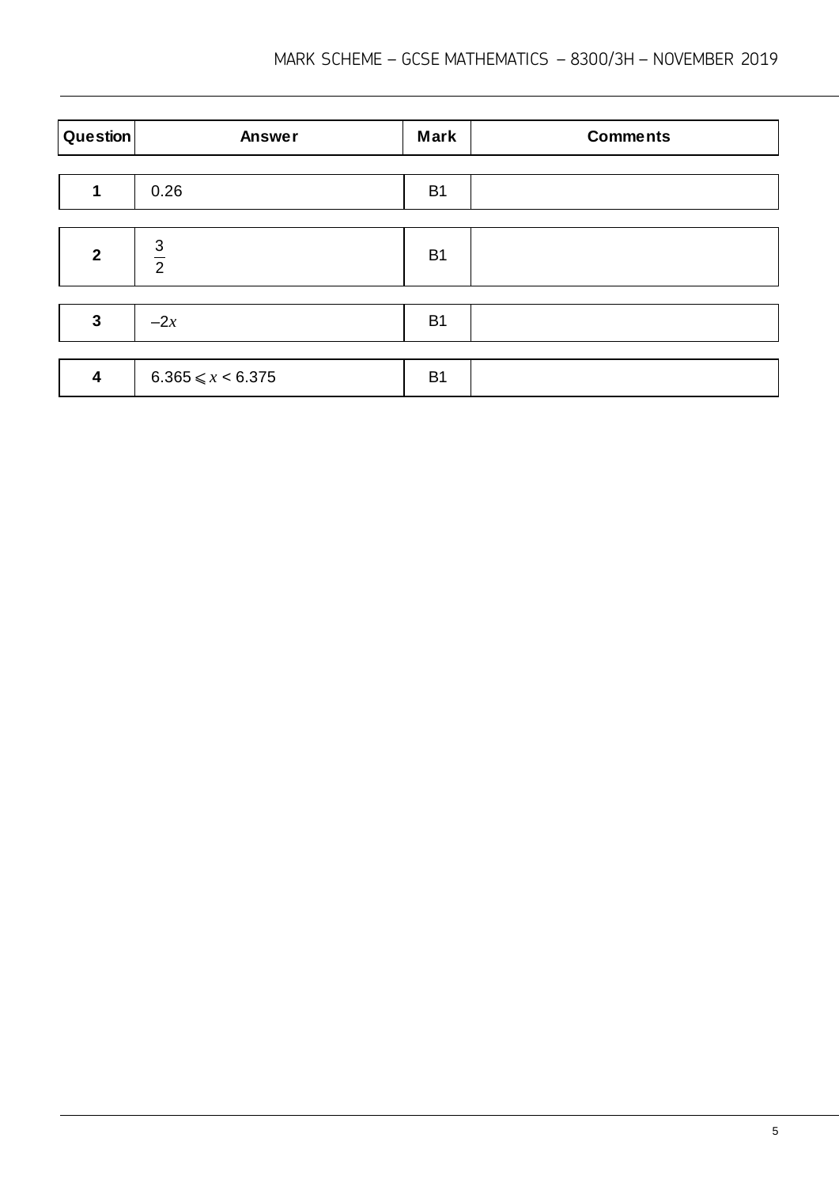| Question | Answer | Mark | Comments |
|---|---|---|---|
| 1 | 0.26 | B1 | |
| 2 | $\frac{3}{2}$ | B1 | |
| 3 | $-2x$ | B1 | |
| 4 | $6.365 \leqslant x < 6.375$ | B1 | |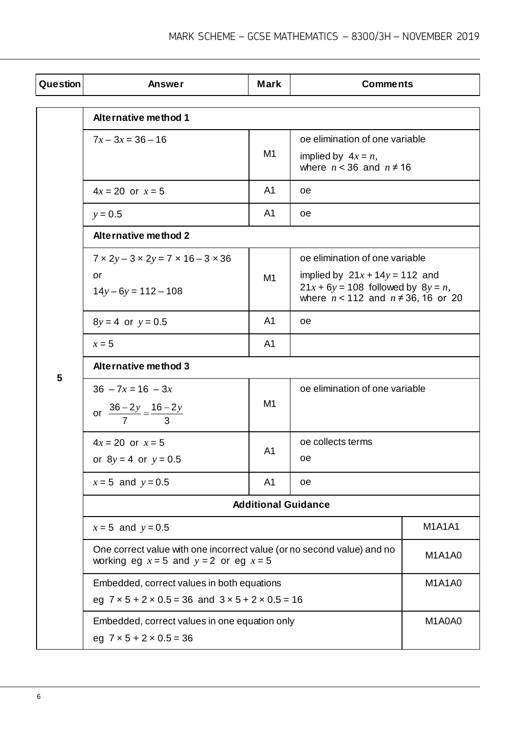| Question | Answer | Mark | Comments | |
|---|---|---|---|---|
| 5 | **Alternative method 1** | | | |
| | $7x - 3x = 36 - 16$ | M1 | oe elimination of one variable<br>implied by $4x = n$, where $n < 36$ and $n \neq 16$ | |
| | $4x = 20$ or $x = 5$ | A1 | oe | |
| | $y = 0.5$ | A1 | oe | |
| | **Alternative method 2** | | | |
| | $7 \times 2y - 3 \times 2y = 7 \times 16 - 3 \times 36$<br>or<br>$14y - 6y = 112 - 108$ | M1 | oe elimination of one variable<br>implied by $21x + 14y = 112$ and $21x + 6y = 108$ followed by $8y = n$, where $n < 112$ and $n \neq 36$, 16 or 20 | |
| | $8y = 4$ or $y = 0.5$ | A1 | oe | |
| | $x = 5$ | A1 | | |
| | **Alternative method 3** | | | |
| | $36 - 7x = 16 - 3x$<br>or $\frac{36-2y}{7} = \frac{16-2y}{3}$ | M1 | oe elimination of one variable | |
| | $4x = 20$ or $x = 5$<br>or $8y = 4$ or $y = 0.5$ | A1 | oe collects terms<br>oe | |
| | $x = 5$ and $y = 0.5$ | A1 | oe | |
| | **Additional Guidance** | | | |
| | $x = 5$ and $y = 0.5$ | | | M1A1A1 |
| | One correct value with one incorrect value (or no second value) and no working eg $x = 5$ and $y = 2$ or eg $x = 5$ | | | M1A1A0 |
| | Embedded, correct values in both equations<br>eg $7 \times 5 + 2 \times 0.5 = 36$ and $3 \times 5 + 2 \times 0.5 = 16$ | | | M1A1A0 |
| | Embedded, correct values in one equation only<br>eg $7 \times 5 + 2 \times 0.5 = 36$ | | | M1A0A0 |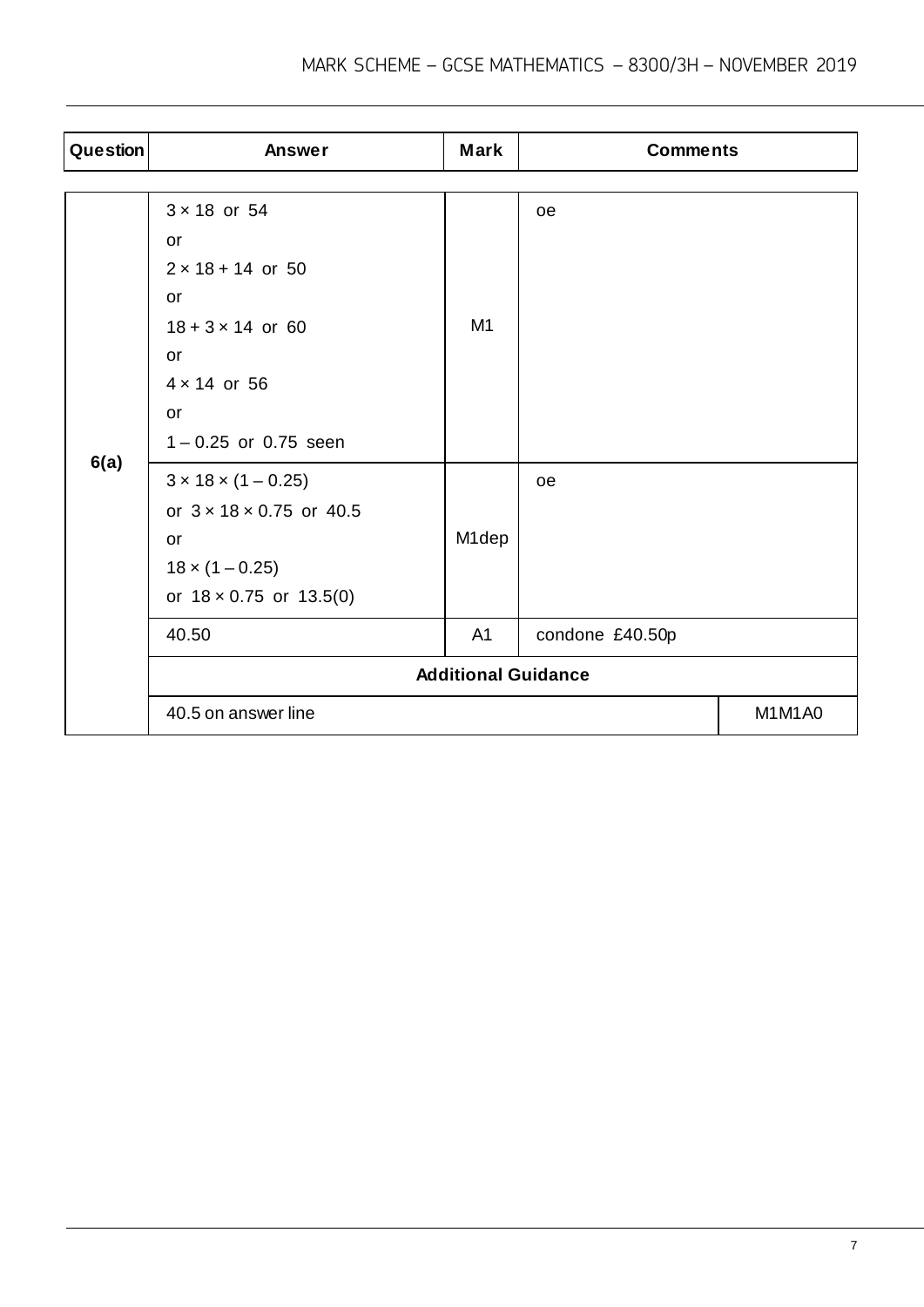| Question | Answer | Mark | Comments |
|---|---|---|---|
| 6(a) | $3 \times 18$ or 54<br>or<br>$2 \times 18 + 14$ or 50<br>or<br>$18 + 3 \times 14$ or 60<br>or<br>$4 \times 14$ or 56<br>or<br>$1 - 0.25$ or 0.75 seen | M1 | oe |
| | $3 \times 18 \times (1 - 0.25)$<br>or $3 \times 18 \times 0.75$ or 40.5<br>or<br>$18 \times (1 - 0.25)$<br>or $18 \times 0.75$ or 13.5(0) | M1dep | oe |
| | 40.50 | A1 | condone £40.50p |
| | **Additional Guidance** | | |
| | 40.5 on answer line | | M1M1A0 |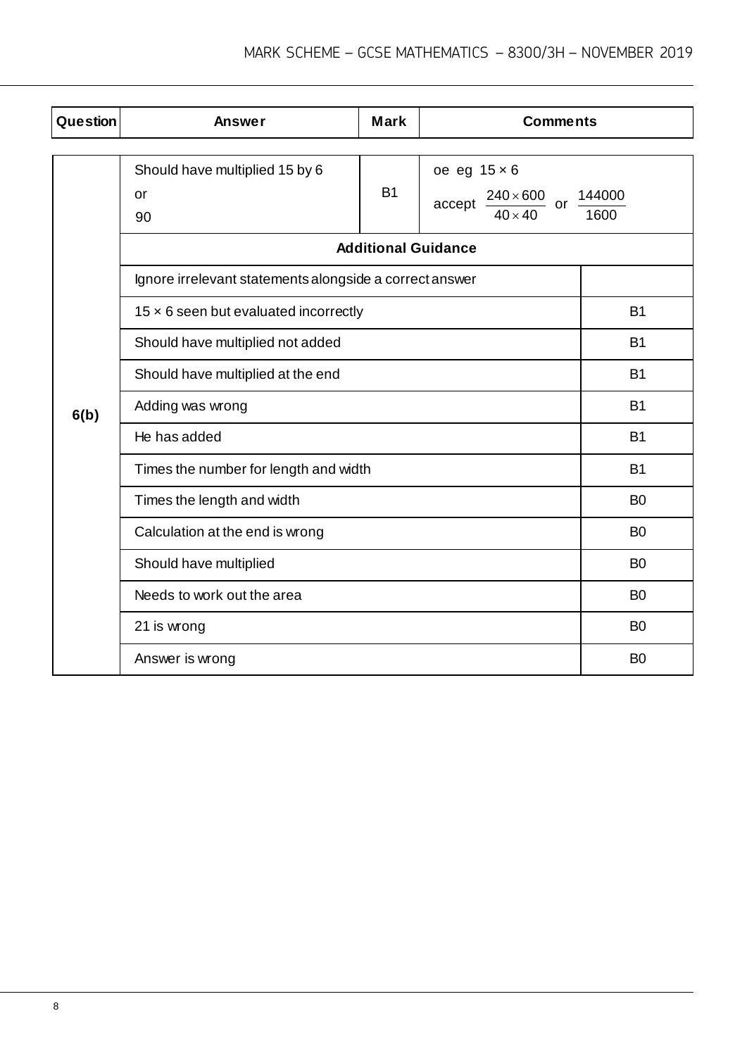| Question | Answer | Mark | Comments |
|---|---|---|---|
| 6(b) | Should have multiplied 15 by 6<br>or<br>90 | B1 | oe eg $15 \times 6$<br>accept $\frac{240 \times 600}{40 \times 40}$ or $\frac{144000}{1600}$ |
| | **Additional Guidance** | | |
| | Ignore irrelevant statements alongside a correct answer | | |
| | $15 \times 6$ seen but evaluated incorrectly | | B1 |
| | Should have multiplied not added | | B1 |
| | Should have multiplied at the end | | B1 |
| | Adding was wrong | | B1 |
| | He has added | | B1 |
| | Times the number for length and width | | B1 |
| | Times the length and width | | B0 |
| | Calculation at the end is wrong | | B0 |
| | Should have multiplied | | B0 |
| | Needs to work out the area | | B0 |
| | 21 is wrong | | B0 |
| | Answer is wrong | | B0 |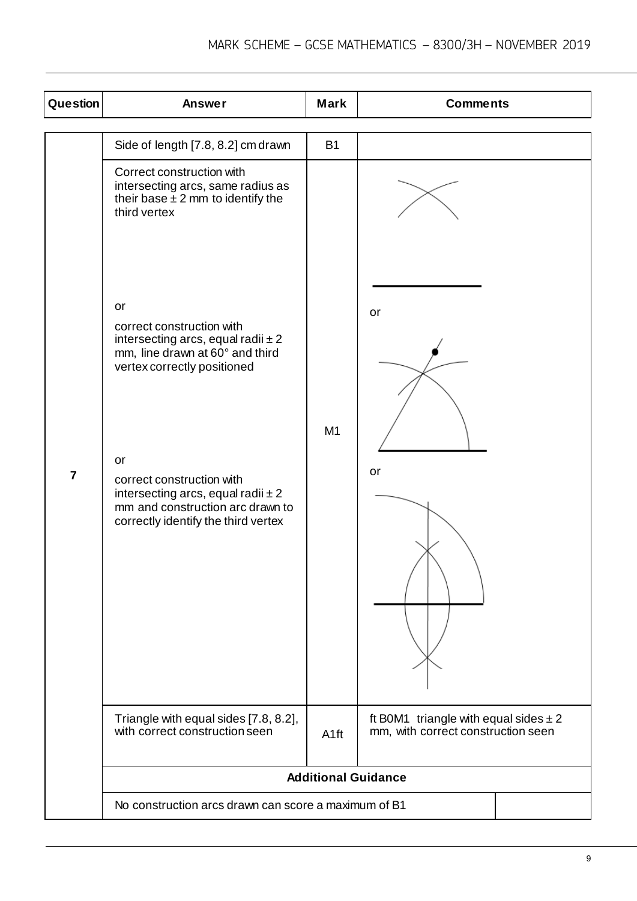| Question | Answer | Mark | Comments |
|---|---|---|---|
| 7 | Side of length [7.8, 8.2] cm drawn | B1 | |
| | Correct construction with intersecting arcs, same radius as their base ± 2 mm to identify the third vertex<br><br>or<br><br>correct construction with intersecting arcs, equal radii ± 2 mm, line drawn at 60° and third vertex correctly positioned<br><br>or<br><br>correct construction with intersecting arcs, equal radii ± 2 mm and construction arc drawn to correctly identify the third vertex | M1 | <br><br>or<br><br>or |
| | Triangle with equal sides [7.8, 8.2], with correct construction seen | A1ft | ft B0M1 triangle with equal sides ± 2 mm, with correct construction seen |
| | **Additional Guidance** | | |
| | No construction arcs drawn can score a maximum of B1 | | |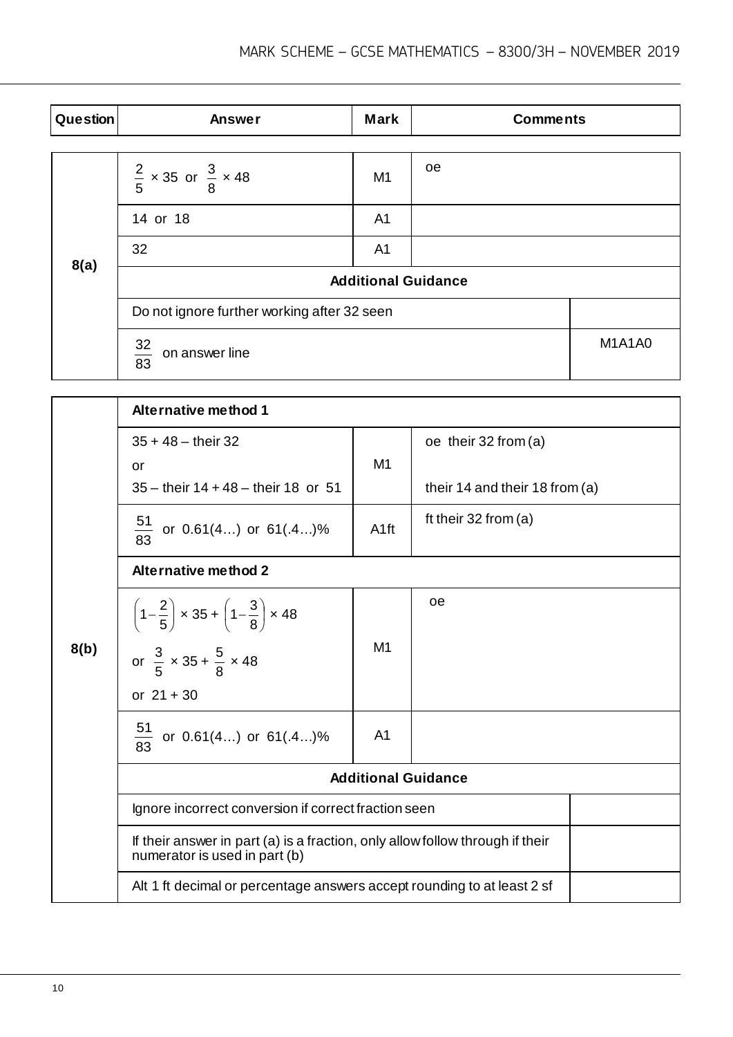| Question | Answer | Mark | Comments |
|---|---|---|---|
| 8(a) | $\frac{2}{5} \times 35$ or $\frac{3}{8} \times 48$ | M1 | oe |
| | 14 or 18 | A1 | |
| | 32 | A1 | |
| | **Additional Guidance** | | |
| | Do not ignore further working after 32 seen | | |
| | $\frac{32}{83}$ on answer line | | M1A1A0 |

| Question | Answer | Mark | Comments |
|---|---|---|---|
| 8(b) | **Alternative method 1** | | |
| | $35 + 48 -$ their 32<br>or<br>$35 -$ their $14 + 48 -$ their 18 or 51 | M1 | oe their 32 from (a)<br><br>their 14 and their 18 from (a) |
| | $\frac{51}{83}$ or 0.61(4…) or 61(.4…)% | A1ft | ft their 32 from (a) |
| | **Alternative method 2** | | |
| | $\left(1 - \frac{2}{5}\right) \times 35 + \left(1 - \frac{3}{8}\right) \times 48$<br>or $\frac{3}{5} \times 35 + \frac{5}{8} \times 48$<br>or $21 + 30$ | M1 | oe |
| | $\frac{51}{83}$ or 0.61(4…) or 61(.4…)% | A1 | |
| | **Additional Guidance** | | |
| | Ignore incorrect conversion if correct fraction seen | | |
| | If their answer in part (a) is a fraction, only allow follow through if their numerator is used in part (b) | | |
| | Alt 1 ft decimal or percentage answers accept rounding to at least 2 sf | | |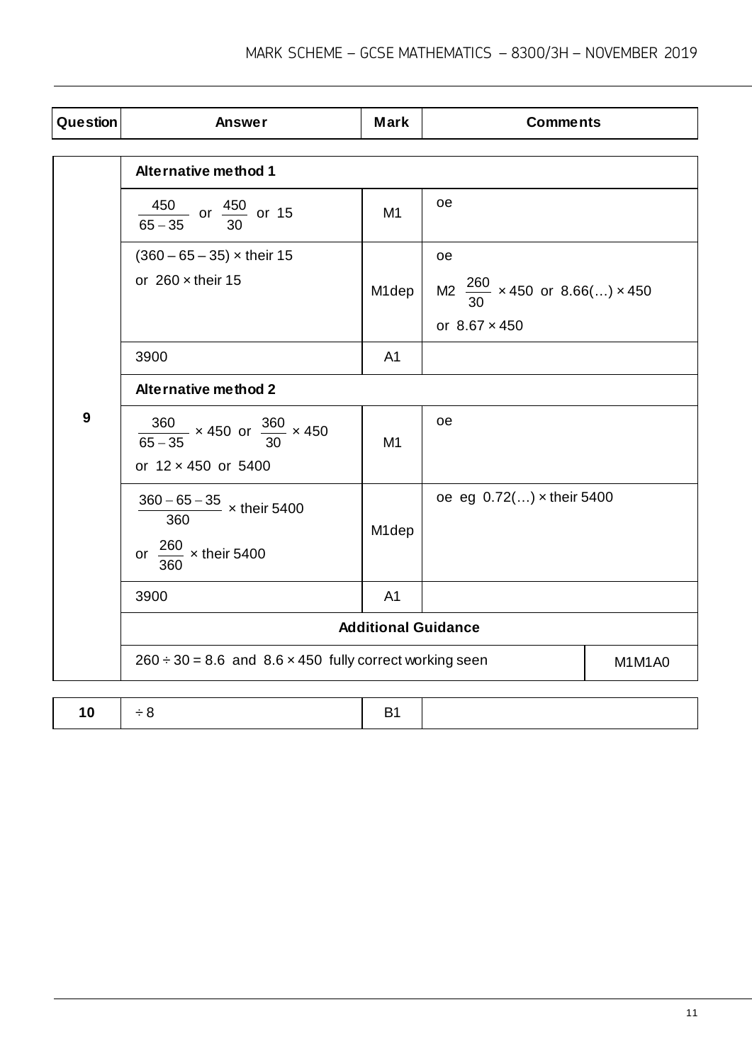| Question | Answer | Mark | Comments |
|---|---|---|---|
| 9 | **Alternative method 1** | | |
| | $\frac{450}{65-35}$ or $\frac{450}{30}$ or 15 | M1 | oe |
| | $(360 - 65 - 35) \times$ their 15<br>or $260 \times$ their 15 | M1dep | oe<br>M2 $\frac{260}{30} \times 450$ or $8.66(\ldots) \times 450$<br>or $8.67 \times 450$ |
| | 3900 | A1 | |
| | **Alternative method 2** | | |
| | $\frac{360}{65-35} \times 450$ or $\frac{360}{30} \times 450$<br>or $12 \times 450$ or 5400 | M1 | oe |
| | $\frac{360-65-35}{360} \times$ their 5400<br>or $\frac{260}{360} \times$ their 5400 | M1dep | oe eg $0.72(\ldots) \times$ their 5400 |
| | 3900 | A1 | |
| | **Additional Guidance** | | |
| | $260 \div 30 = 8.6$ and $8.6 \times 450$ fully correct working seen | | M1M1A0 |

| Question | Answer | Mark | Comments |
|---|---|---|---|
| 10 | $\div 8$ | B1 | |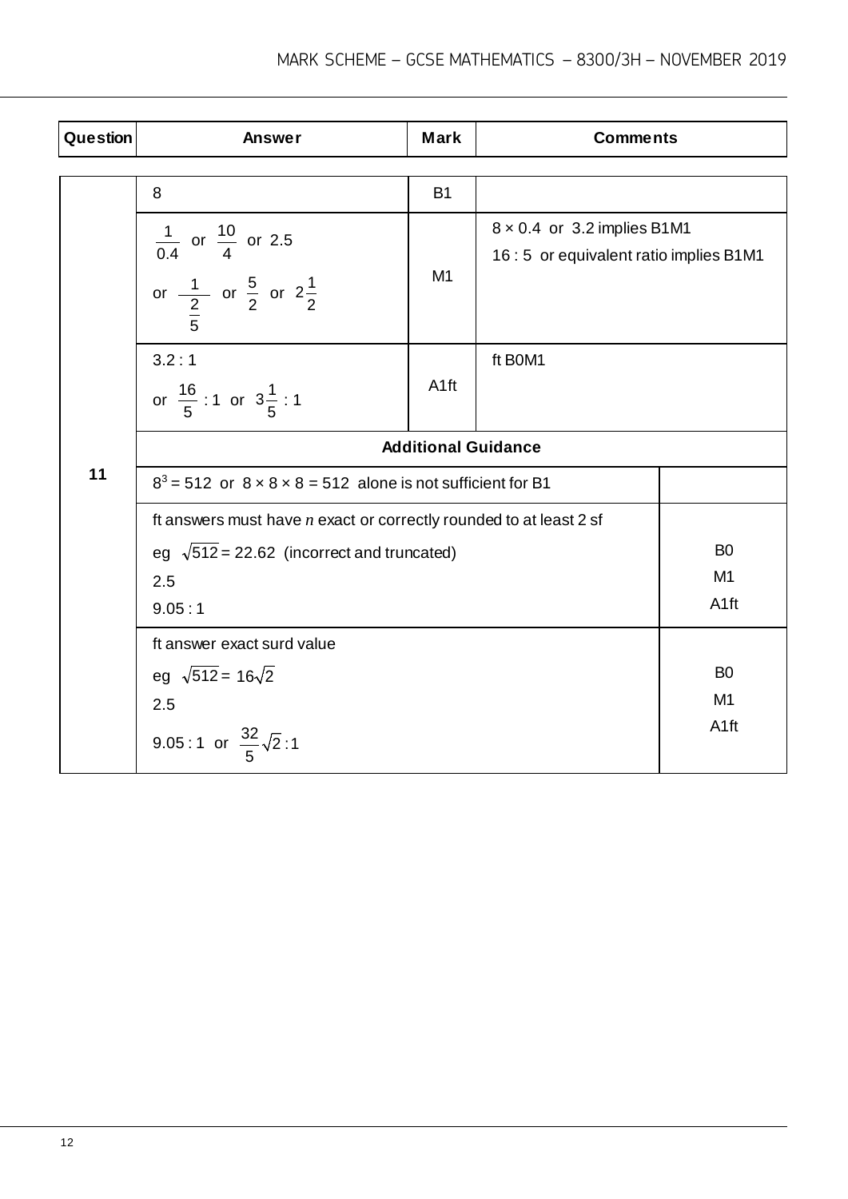| Question | Answer | Mark | Comments |
|---|---|---|---|
| 11 | 8 | B1 | |
| | $\frac{1}{0.4}$ or $\frac{10}{4}$ or 2.5 or $\frac{1}{\frac{2}{5}}$ or $\frac{5}{2}$ or $2\frac{1}{2}$ | M1 | $8 \times 0.4$ or 3.2 implies B1M1<br>16 : 5 or equivalent ratio implies B1M1 |
| | 3.2 : 1 or $\frac{16}{5}$ : 1 or $3\frac{1}{5}$ : 1 | A1ft | ft B0M1 |

**Additional Guidance**

| | |
|---|---|
| $8^3 = 512$ or $8 \times 8 \times 8 = 512$ alone is not sufficient for B1 | |
| ft answers must have $n$ exact or correctly rounded to at least 2 sf<br>eg $\sqrt{512} = 22.62$ (incorrect and truncated)<br>2.5<br>9.05 : 1 | B0<br>M1<br>A1ft |
| ft answer exact surd value<br>eg $\sqrt{512} = 16\sqrt{2}$<br>2.5<br>9.05 : 1 or $\frac{32}{5}\sqrt{2} : 1$ | B0<br>M1<br>A1ft |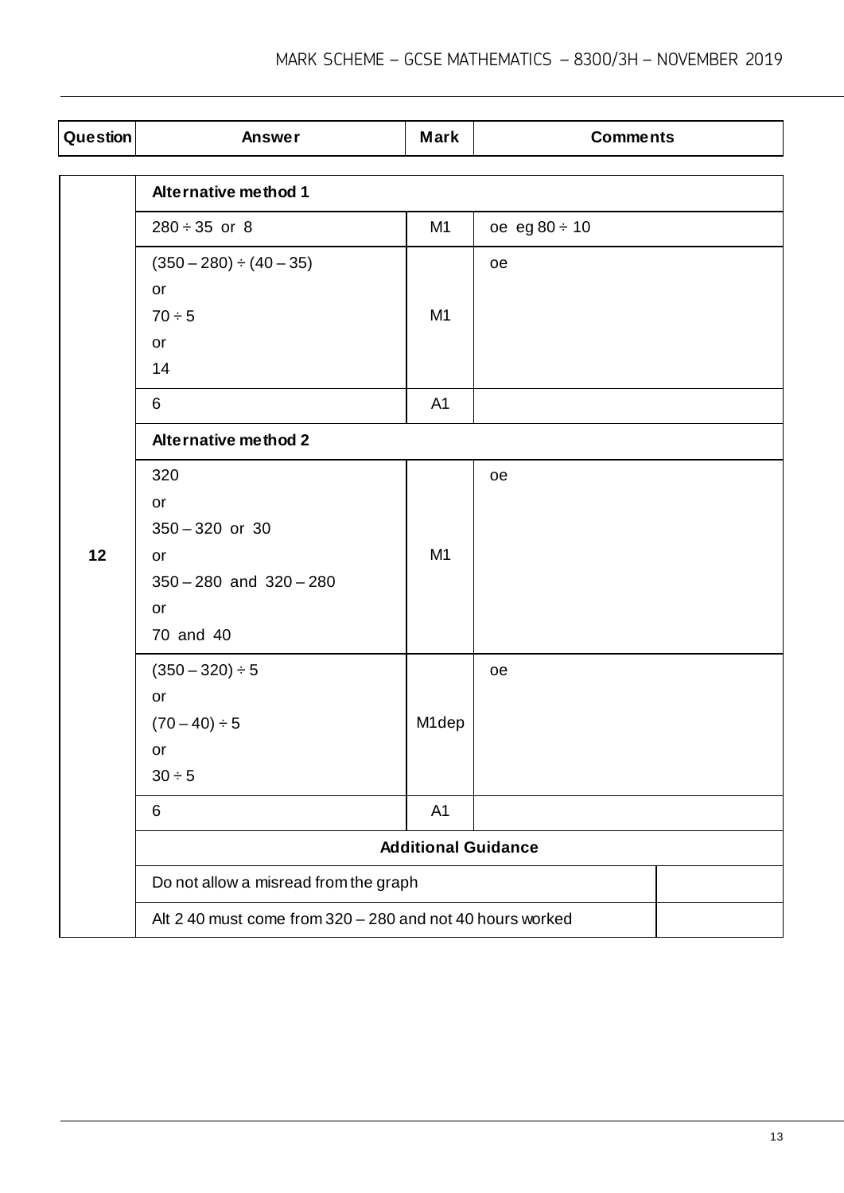| Question | Answer | Mark | Comments |
|---|---|---|---|
| 12 | **Alternative method 1** | | |
| | $280 \div 35$ or 8 | M1 | oe eg $80 \div 10$ |
| | $(350 - 280) \div (40 - 35)$<br>or<br>$70 \div 5$<br>or<br>14 | M1 | oe |
| | 6 | A1 | |
| | **Alternative method 2** | | |
| | 320<br>or<br>$350 - 320$ or 30<br>or<br>$350 - 280$ and $320 - 280$<br>or<br>70 and 40 | M1 | oe |
| | $(350 - 320) \div 5$<br>or<br>$(70 - 40) \div 5$<br>or<br>$30 \div 5$ | M1dep | oe |
| | 6 | A1 | |
| | **Additional Guidance** | | |
| | Do not allow a misread from the graph | | |
| | Alt 2 40 must come from $320 - 280$ and not 40 hours worked | | |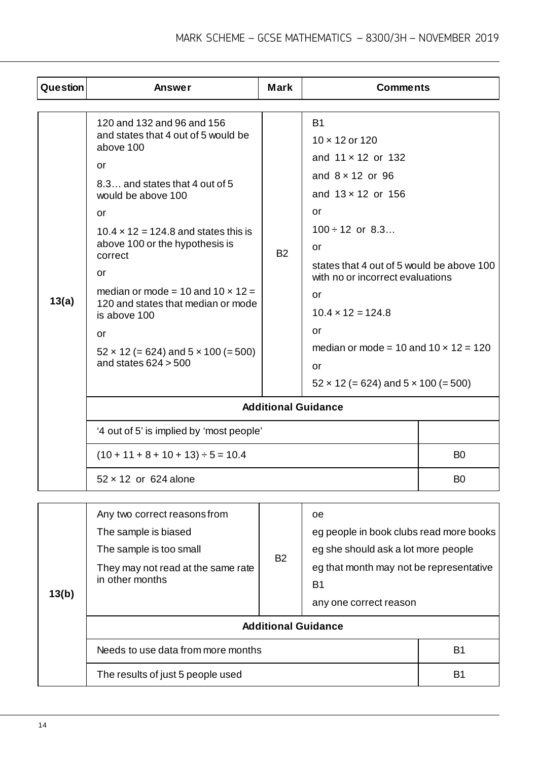| Question | Answer | Mark | Comments |
|---|---|---|---|
| 13(a) | 120 and 132 and 96 and 156 and states that 4 out of 5 would be above 100<br>or<br>8.3… and states that 4 out of 5 would be above 100<br>or<br>$10.4 \times 12 = 124.8$ and states this is above 100 or the hypothesis is correct<br>or<br>median or mode = 10 and $10 \times 12 = 120$ and states that median or mode is above 100<br>or<br>$52 \times 12$ (= 624) and $5 \times 100$ (= 500) and states $624 > 500$ | B2 | B1<br>$10 \times 12$ or 120<br>and $11 \times 12$ or 132<br>and $8 \times 12$ or 96<br>and $13 \times 12$ or 156<br>or<br>$100 \div 12$ or 8.3…<br>or<br>states that 4 out of 5 would be above 100 with no or incorrect evaluations<br>or<br>$10.4 \times 12 = 124.8$<br>or<br>median or mode = 10 and $10 \times 12 = 120$<br>or<br>$52 \times 12$ (= 624) and $5 \times 100$ (= 500) |
| | **Additional Guidance** | | |
| | '4 out of 5' is implied by 'most people' | | |
| | $(10 + 11 + 8 + 10 + 13) \div 5 = 10.4$ | | B0 |
| | $52 \times 12$ or 624 alone | | B0 |

| Question | Answer | Mark | Comments |
|---|---|---|---|
| 13(b) | Any two correct reasons from<br>The sample is biased<br>The sample is too small<br>They may not read at the same rate in other months | B2 | oe<br>eg people in book clubs read more books<br>eg she should ask a lot more people<br>eg that month may not be representative<br>B1<br>any one correct reason |
| | **Additional Guidance** | | |
| | Needs to use data from more months | | B1 |
| | The results of just 5 people used | | B1 |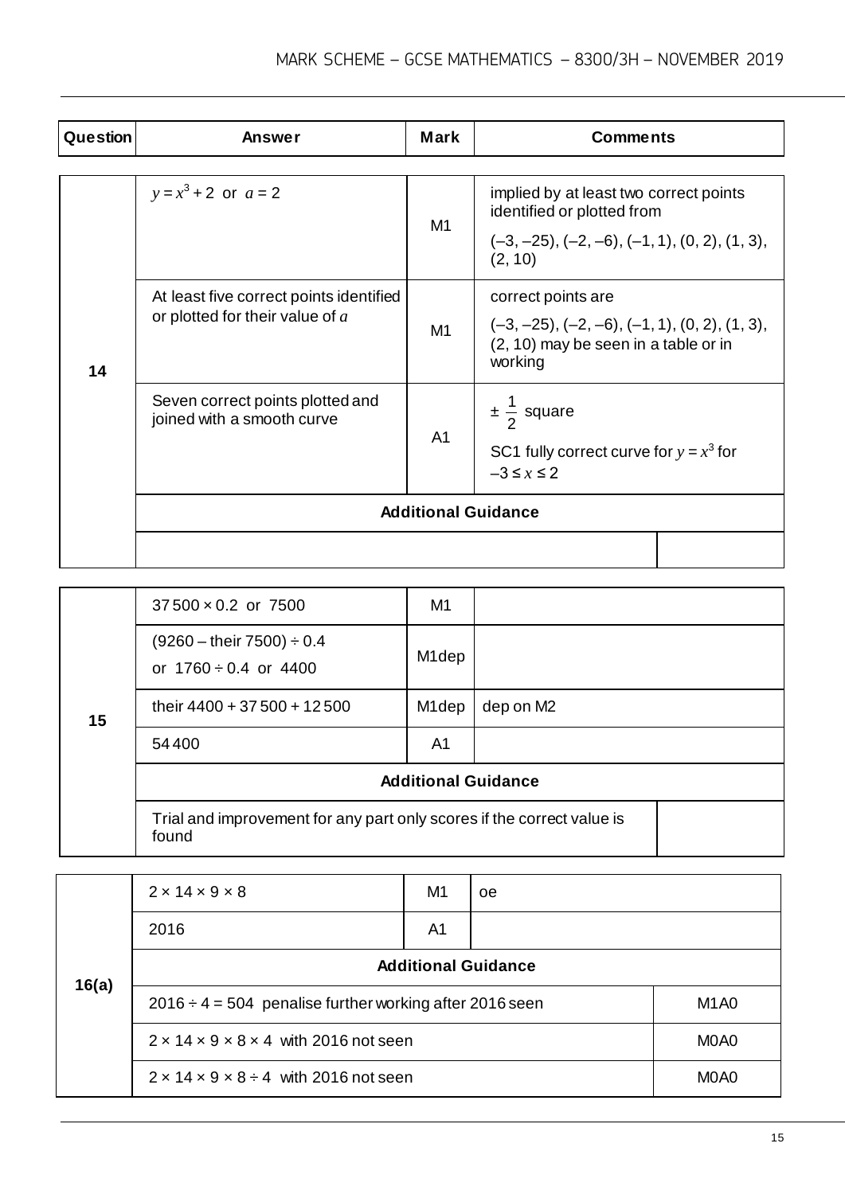| Question | Answer | Mark | Comments |
|---|---|---|---|
| 14 | $y = x^3 + 2$ or $a = 2$ | M1 | implied by at least two correct points identified or plotted from<br>(–3, –25), (–2, –6), (–1, 1), (0, 2), (1, 3), (2, 10) |
| | At least five correct points identified or plotted for their value of $a$ | M1 | correct points are<br>(–3, –25), (–2, –6), (–1, 1), (0, 2), (1, 3), (2, 10) may be seen in a table or in working |
| | Seven correct points plotted and joined with a smooth curve | A1 | $\pm \frac{1}{2}$ square<br>SC1 fully correct curve for $y = x^3$ for $-3 \le x \le 2$ |
| | **Additional Guidance** | | |
| | | | |

| Question | Answer | Mark | Comments |
|---|---|---|---|
| 15 | 37 500 × 0.2 or 7500 | M1 | |
| | (9260 – their 7500) ÷ 0.4<br>or 1760 ÷ 0.4 or 4400 | M1dep | |
| | their 4400 + 37 500 + 12 500 | M1dep | dep on M2 |
| | 54 400 | A1 | |
| | **Additional Guidance** | | |
| | Trial and improvement for any part only scores if the correct value is found | | |

| Question | Answer | Mark | Comments |
|---|---|---|---|
| 16(a) | 2 × 14 × 9 × 8 | M1 | oe |
| | 2016 | A1 | |
| | **Additional Guidance** | | |
| | 2016 ÷ 4 = 504 penalise further working after 2016 seen | | M1A0 |
| | 2 × 14 × 9 × 8 × 4 with 2016 not seen | | M0A0 |
| | 2 × 14 × 9 × 8 ÷ 4 with 2016 not seen | | M0A0 |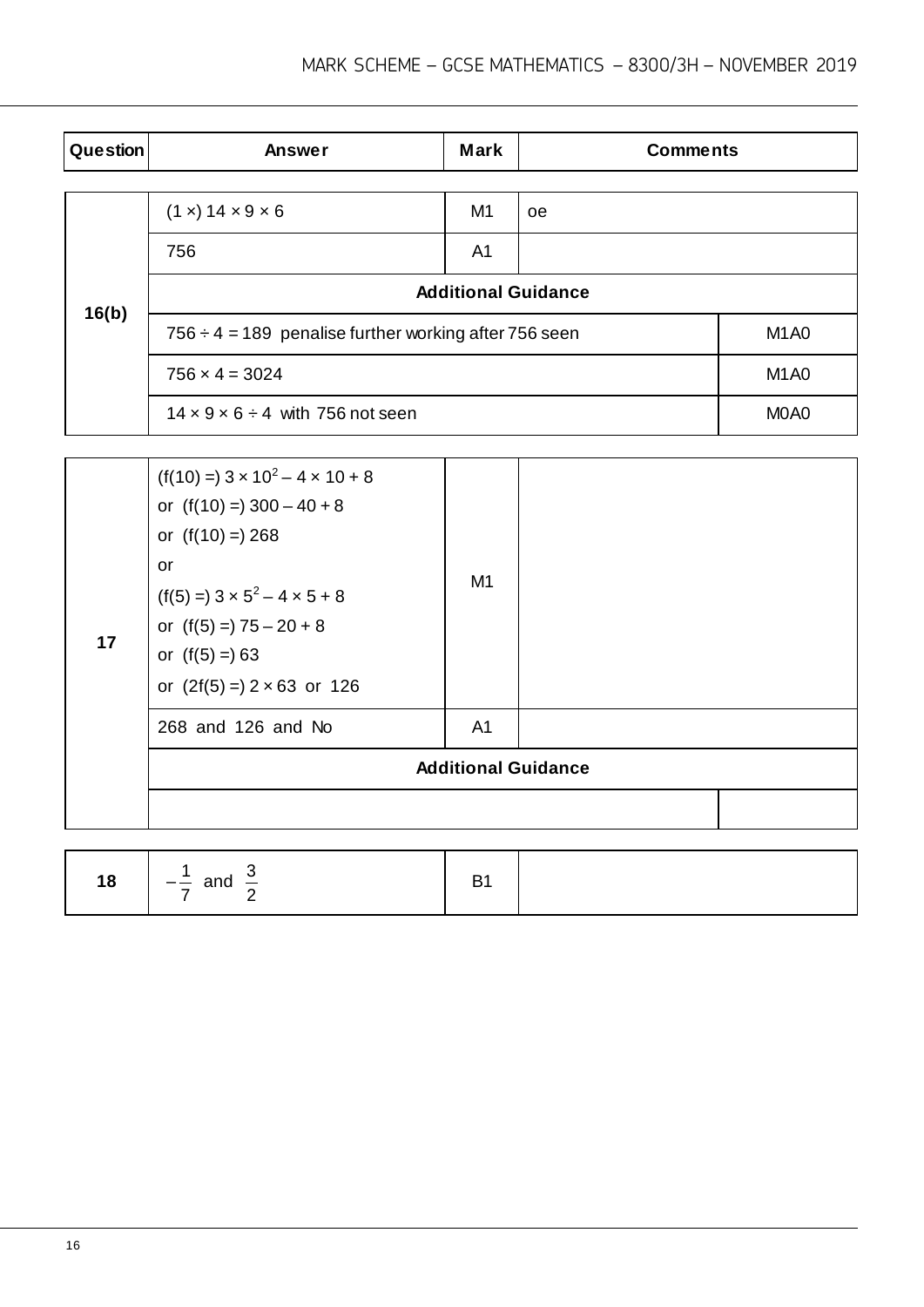| Question | Answer | Mark | Comments |
|---|---|---|---|
| 16(b) | $(1 \times)\ 14 \times 9 \times 6$ | M1 | oe |
| | 756 | A1 | |
| | **Additional Guidance** | | |
| | $756 \div 4 = 189$ penalise further working after 756 seen | | M1A0 |
| | $756 \times 4 = 3024$ | | M1A0 |
| | $14 \times 9 \times 6 \div 4$ with 756 not seen | | M0A0 |
| 17 | $(f(10) =)\ 3 \times 10^2 - 4 \times 10 + 8$<br>or $(f(10) =)\ 300 - 40 + 8$<br>or $(f(10) =)\ 268$<br>or<br>$(f(5) =)\ 3 \times 5^2 - 4 \times 5 + 8$<br>or $(f(5) =)\ 75 - 20 + 8$<br>or $(f(5) =)\ 63$<br>or $(2f(5) =)\ 2 \times 63$ or 126 | M1 | |
| | 268 and 126 and No | A1 | |
| | **Additional Guidance** | | |
| | | | |
| 18 | $-\frac{1}{7}$ and $\frac{3}{2}$ | B1 | |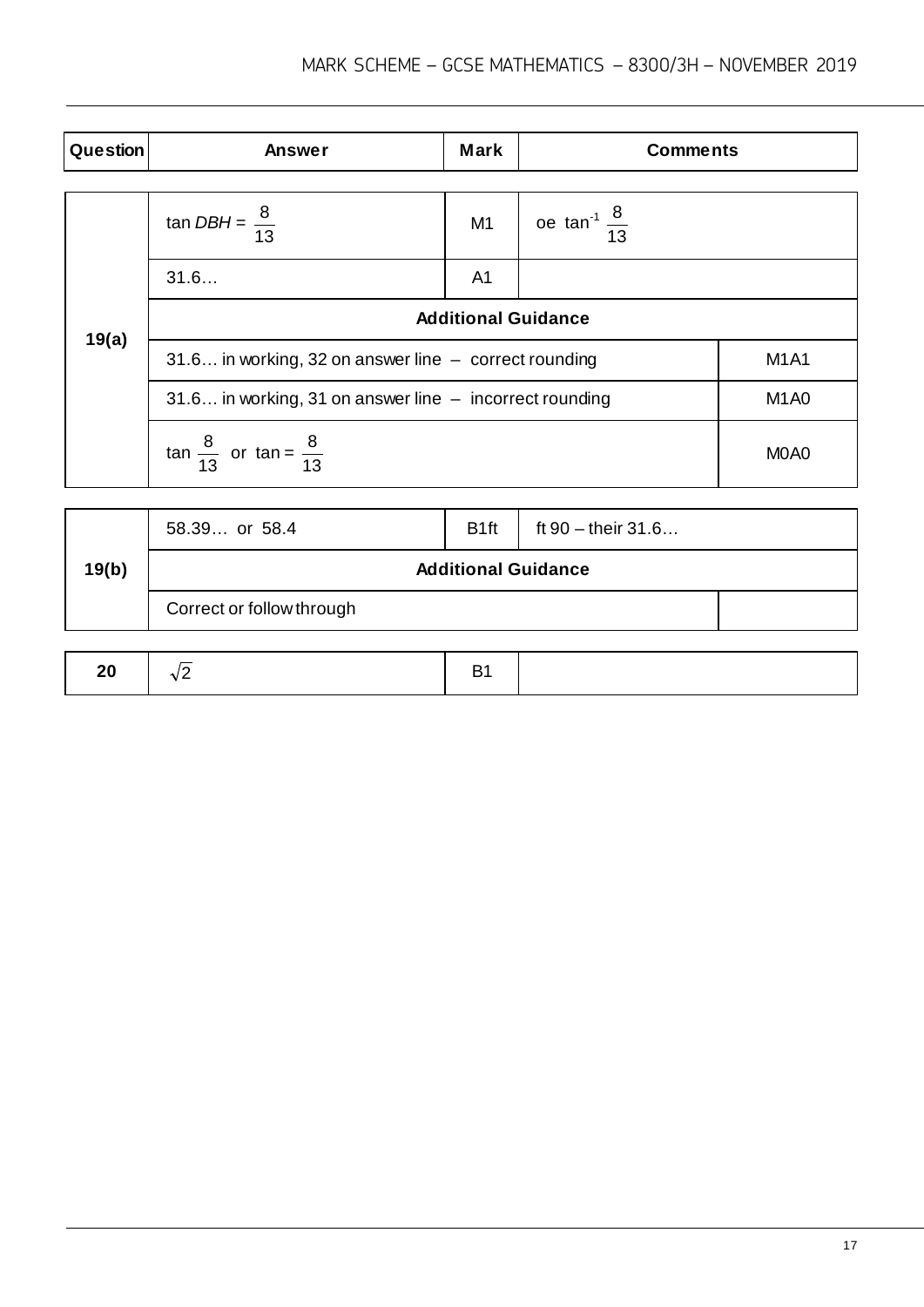| Question | Answer | Mark | Comments |
|---|---|---|---|
| 19(a) | $\tan DBH = \frac{8}{13}$ | M1 | oe $\tan^{-1} \frac{8}{13}$ |
| | 31.6… | A1 | |
| | **Additional Guidance** | | |
| | 31.6… in working, 32 on answer line – correct rounding | | M1A1 |
| | 31.6… in working, 31 on answer line – incorrect rounding | | M1A0 |
| | $\tan \frac{8}{13}$ or $\tan = \frac{8}{13}$ | | M0A0 |

| Question | Answer | Mark | Comments |
|---|---|---|---|
| 19(b) | 58.39… or 58.4 | B1ft | ft 90 – their 31.6… |
| | **Additional Guidance** | | |
| | Correct or follow through | | |

| Question | Answer | Mark | Comments |
|---|---|---|---|
| 20 | $\sqrt{2}$ | B1 | |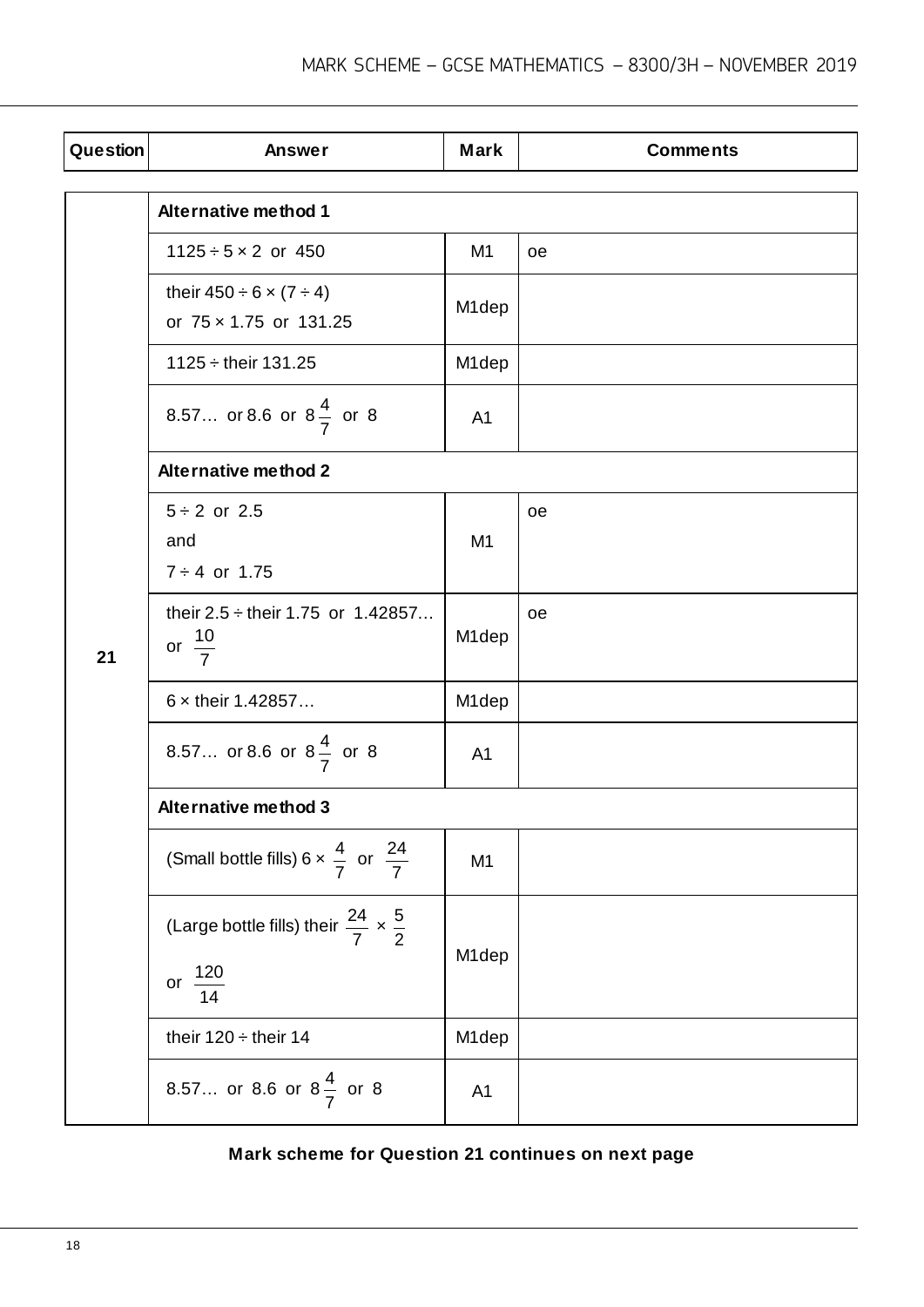| Question | Answer | Mark | Comments |
|---|---|---|---|
| 21 | **Alternative method 1** | | |
| | $1125 \div 5 \times 2$ or 450 | M1 | oe |
| | their $450 \div 6 \times (7 \div 4)$ or $75 \times 1.75$ or 131.25 | M1dep | |
| | $1125 \div$ their 131.25 | M1dep | |
| | 8.57… or 8.6 or $8\frac{4}{7}$ or 8 | A1 | |
| | **Alternative method 2** | | |
| | $5 \div 2$ or 2.5 and $7 \div 4$ or 1.75 | M1 | oe |
| | their $2.5 \div$ their 1.75 or 1.42857… or $\frac{10}{7}$ | M1dep | oe |
| | $6 \times$ their 1.42857… | M1dep | |
| | 8.57… or 8.6 or $8\frac{4}{7}$ or 8 | A1 | |
| | **Alternative method 3** | | |
| | (Small bottle fills) $6 \times \frac{4}{7}$ or $\frac{24}{7}$ | M1 | |
| | (Large bottle fills) their $\frac{24}{7} \times \frac{5}{2}$ or $\frac{120}{14}$ | M1dep | |
| | their $120 \div$ their 14 | M1dep | |
| | 8.57… or 8.6 or $8\frac{4}{7}$ or 8 | A1 | |

**Mark scheme for Question 21 continues on next page**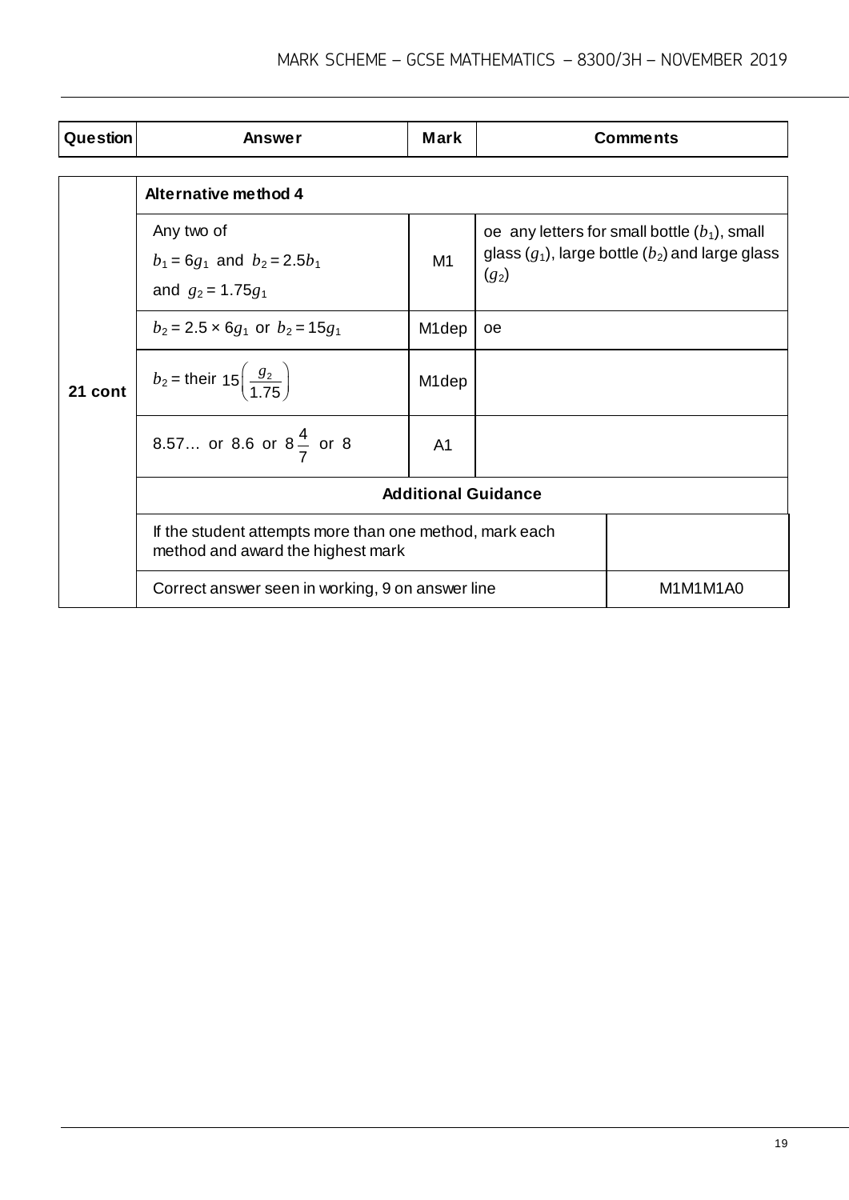| Question | Answer | Mark | Comments |
|---|---|---|---|
| 21 cont | **Alternative method 4** | | |
| | Any two of<br>$b_1 = 6g_1$ and $b_2 = 2.5b_1$<br>and $g_2 = 1.75g_1$ | M1 | oe any letters for small bottle ($b_1$), small glass ($g_1$), large bottle ($b_2$) and large glass ($g_2$) |
| | $b_2 = 2.5 \times 6g_1$ or $b_2 = 15g_1$ | M1dep | oe |
| | $b_2 =$ their $15\left(\frac{g_2}{1.75}\right)$ | M1dep | |
| | 8.57… or 8.6 or $8\frac{4}{7}$ or 8 | A1 | |
| | **Additional Guidance** | | |
| | If the student attempts more than one method, mark each method and award the highest mark | | |
| | Correct answer seen in working, 9 on answer line | | M1M1M1A0 |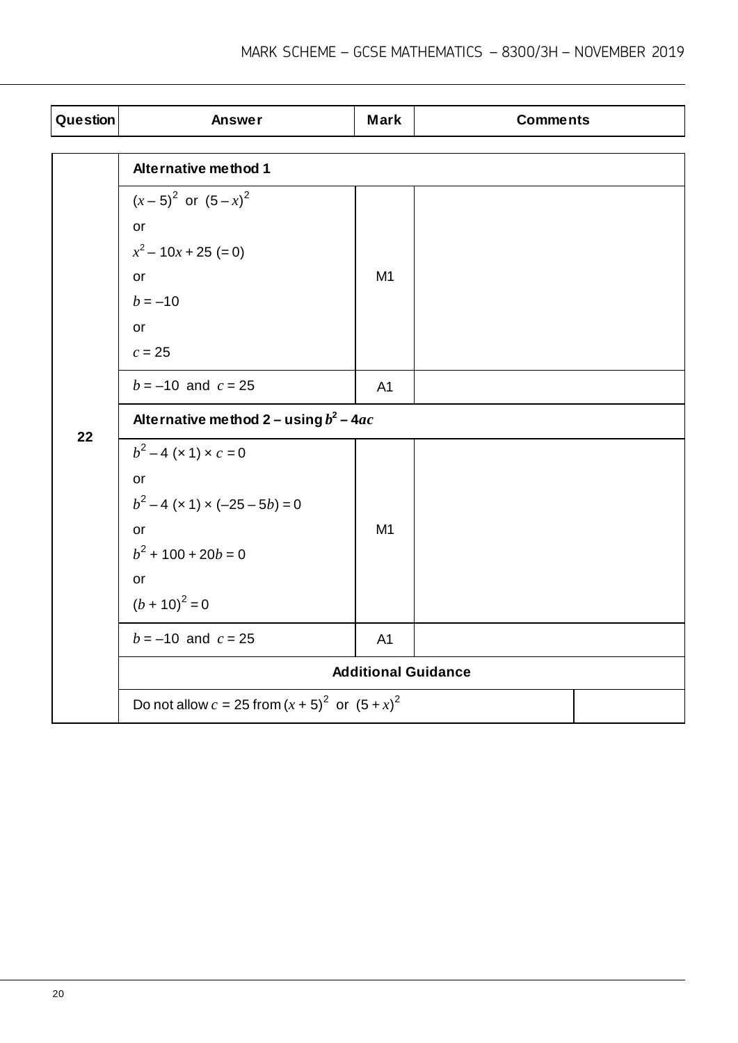| Question | Answer | Mark | Comments |
|---|---|---|---|
| 22 | **Alternative method 1** | | |
| | $(x - 5)^2$ or $(5 - x)^2$<br>or<br>$x^2 - 10x + 25$ (= 0)<br>or<br>$b = -10$<br>or<br>$c = 25$ | M1 | |
| | $b = -10$ and $c = 25$ | A1 | |
| | **Alternative method 2 – using $b^2 - 4ac$** | | |
| | $b^2 - 4$ (× 1) × $c = 0$<br>or<br>$b^2 - 4$ (× 1) × $(-25 - 5b) = 0$<br>or<br>$b^2 + 100 + 20b = 0$<br>or<br>$(b + 10)^2 = 0$ | M1 | |
| | $b = -10$ and $c = 25$ | A1 | |
| | **Additional Guidance** | | |
| | Do not allow $c = 25$ from $(x + 5)^2$ or $(5 + x)^2$ | | |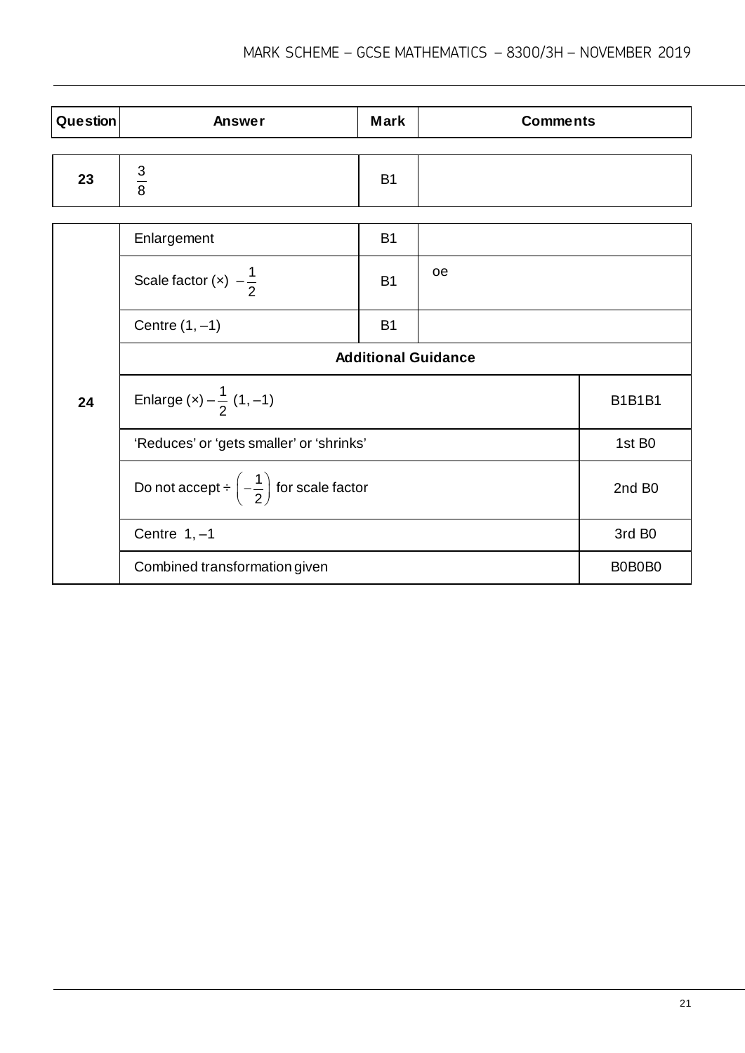| Question | Answer | Mark | Comments |
|---|---|---|---|
| 23 | $\frac{3}{8}$ | B1 | |

| Question | Answer | Mark | Comments |
|---|---|---|---|
| 24 | Enlargement | B1 | |
| | Scale factor (×) $-\frac{1}{2}$ | B1 | oe |
| | Centre $(1, -1)$ | B1 | |
| | **Additional Guidance** | | |
| | Enlarge (×) $-\frac{1}{2}$ $(1, -1)$ | | B1B1B1 |
| | 'Reduces' or 'gets smaller' or 'shrinks' | | 1st B0 |
| | Do not accept ÷ $\left(-\frac{1}{2}\right)$ for scale factor | | 2nd B0 |
| | Centre $1, -1$ | | 3rd B0 |
| | Combined transformation given | | B0B0B0 |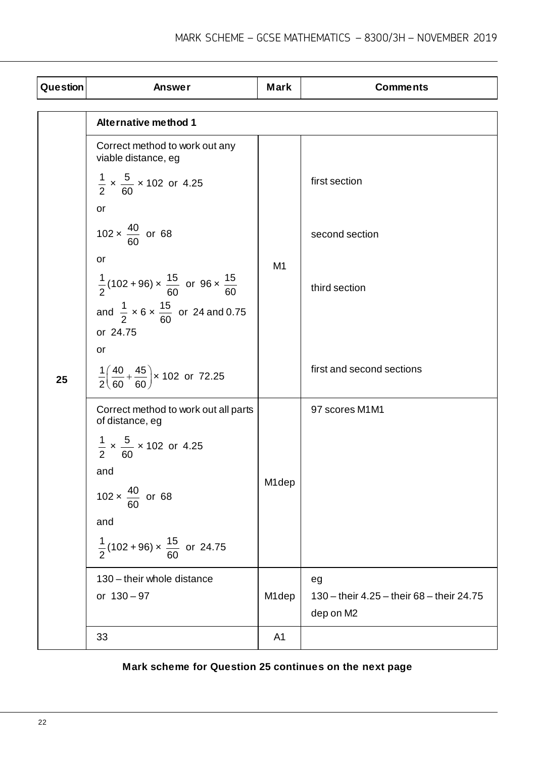| Question | Answer | Mark | Comments |
|---|---|---|---|
| 25 | **Alternative method 1** | | |
| | Correct method to work out any viable distance, eg<br><br>$\frac{1}{2} \times \frac{5}{60} \times 102$ or 4.25<br><br>or<br><br>$102 \times \frac{40}{60}$ or 68<br><br>or<br><br>$\frac{1}{2}(102 + 96) \times \frac{15}{60}$ or $96 \times \frac{15}{60}$ and $\frac{1}{2} \times 6 \times \frac{15}{60}$ or 24 and 0.75 or 24.75<br><br>or<br><br>$\frac{1}{2}\left(\frac{40}{60} + \frac{45}{60}\right) \times 102$ or 72.25 | M1 | first section<br><br>second section<br><br>third section<br><br>first and second sections |
| | Correct method to work out all parts of distance, eg<br><br>$\frac{1}{2} \times \frac{5}{60} \times 102$ or 4.25<br><br>and<br><br>$102 \times \frac{40}{60}$ or 68<br><br>and<br><br>$\frac{1}{2}(102 + 96) \times \frac{15}{60}$ or 24.75 | M1dep | 97 scores M1M1 |
| | 130 – their whole distance<br><br>or 130 – 97 | M1dep | eg<br><br>130 – their 4.25 – their 68 – their 24.75<br><br>dep on M2 |
| | 33 | A1 | |

**Mark scheme for Question 25 continues on the next page**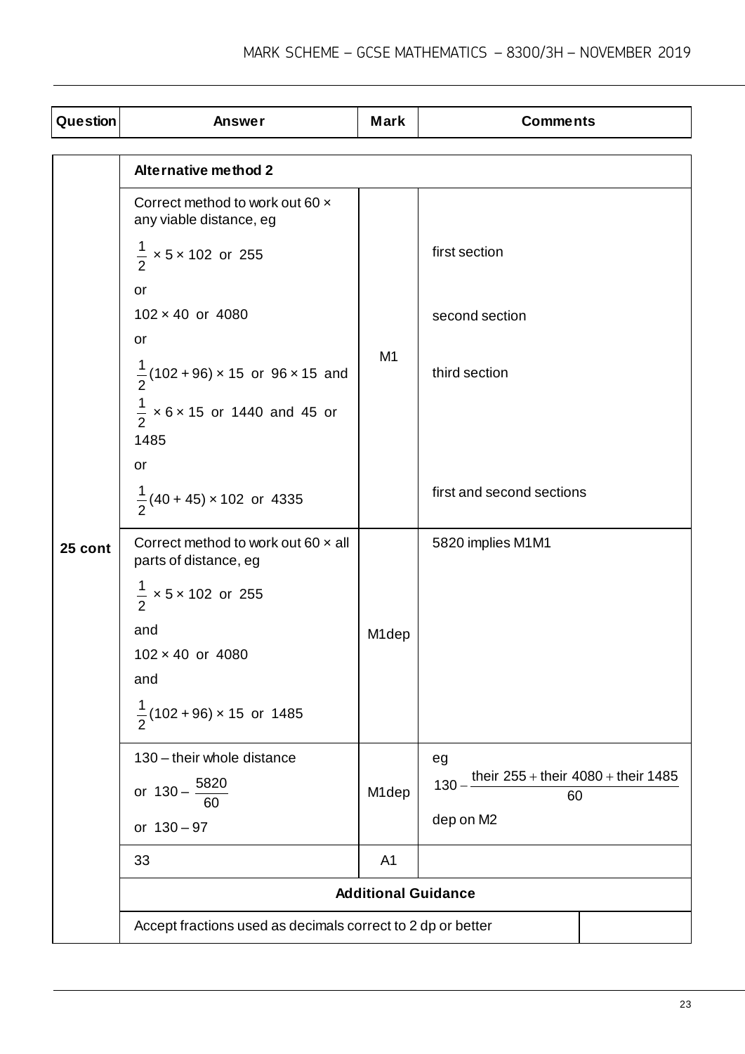| Question | Answer | Mark | Comments |
|---|---|---|---|
| 25 cont | **Alternative method 2** | | |
| | Correct method to work out 60 × any viable distance, eg<br><br>$\frac{1}{2} \times 5 \times 102$ or 255<br><br>or<br><br>$102 \times 40$ or 4080<br><br>or<br><br>$\frac{1}{2}(102 + 96) \times 15$ or $96 \times 15$ and $\frac{1}{2} \times 6 \times 15$ or 1440 and 45 or 1485<br><br>or<br><br>$\frac{1}{2}(40 + 45) \times 102$ or 4335 | M1 | first section<br><br>second section<br><br>third section<br><br>first and second sections |
| | Correct method to work out 60 × all parts of distance, eg<br><br>$\frac{1}{2} \times 5 \times 102$ or 255<br><br>and<br><br>$102 \times 40$ or 4080<br><br>and<br><br>$\frac{1}{2}(102 + 96) \times 15$ or 1485 | M1dep | 5820 implies M1M1 |
| | 130 – their whole distance<br><br>or $130 - \frac{5820}{60}$<br><br>or $130 - 97$ | M1dep | eg<br><br>$130 - \frac{\text{their } 255 + \text{their } 4080 + \text{their } 1485}{60}$<br><br>dep on M2 |
| | 33 | A1 | |
| | **Additional Guidance** | | |
| | Accept fractions used as decimals correct to 2 dp or better | | |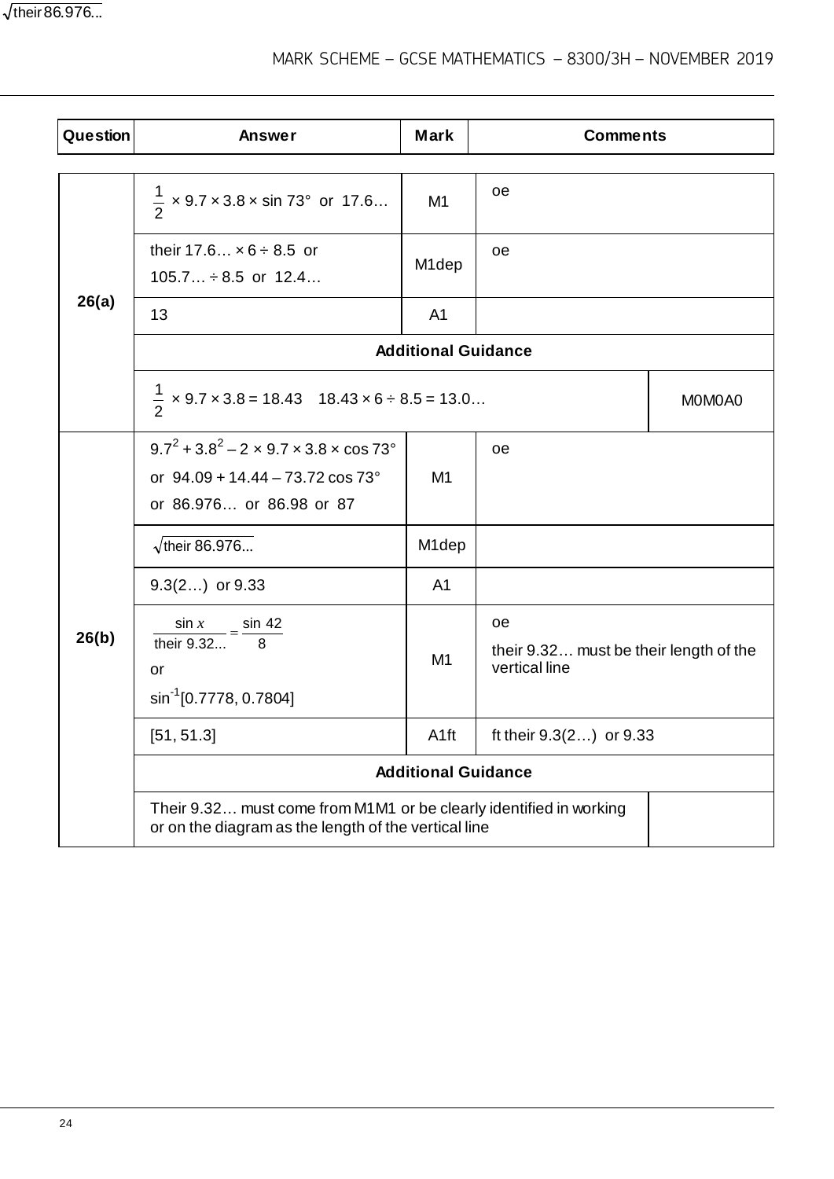| Question | Answer | Mark | Comments |
|---|---|---|---|
| 26(a) | $\frac{1}{2} \times 9.7 \times 3.8 \times \sin 73°$ or 17.6… | M1 | oe |
| | their 17.6… $\times 6 \div 8.5$ or 105.7… $\div 8.5$ or 12.4… | M1dep | oe |
| | 13 | A1 | |
| | **Additional Guidance** | | |
| | $\frac{1}{2} \times 9.7 \times 3.8 = 18.43$ $\quad 18.43 \times 6 \div 8.5 = 13.0…$ | | M0M0A0 |
| 26(b) | $9.7^2 + 3.8^2 - 2 \times 9.7 \times 3.8 \times \cos 73°$ or $94.09 + 14.44 - 73.72 \cos 73°$ or 86.976… or 86.98 or 87 | M1 | oe |
| | $\sqrt{\text{their } 86.976...}$ | M1dep | |
| | 9.3(2…) or 9.33 | A1 | |
| | $\frac{\sin x}{\text{their } 9.32...} = \frac{\sin 42}{8}$ or $\sin^{-1}$[0.7778, 0.7804] | M1 | oe<br>their 9.32… must be their length of the vertical line |
| | [51, 51.3] | A1ft | ft their 9.3(2…) or 9.33 |
| | **Additional Guidance** | | |
| | Their 9.32… must come from M1M1 or be clearly identified in working or on the diagram as the length of the vertical line | | |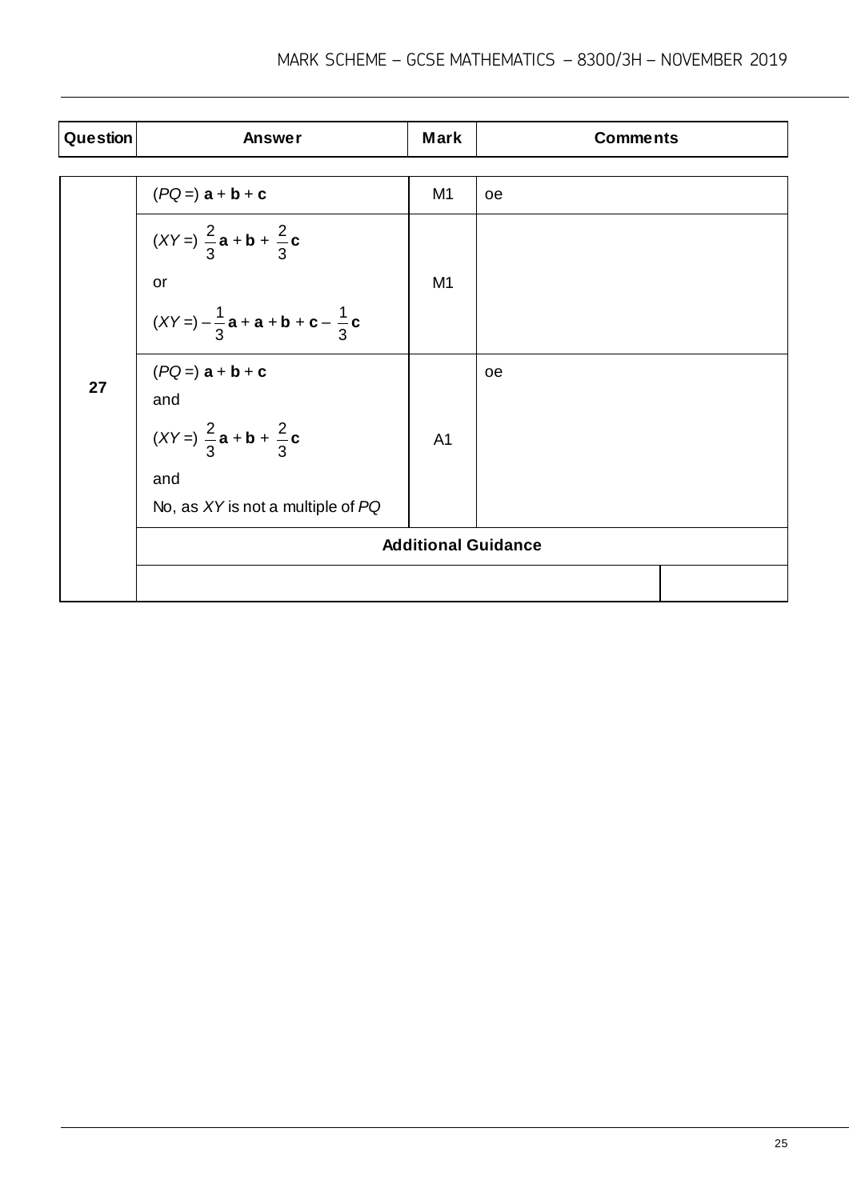| Question | Answer | Mark | Comments |
|---|---|---|---|
| 27 | ($PQ$ =) $\mathbf{a} + \mathbf{b} + \mathbf{c}$ | M1 | oe |
| | ($XY$ =) $\frac{2}{3}\mathbf{a} + \mathbf{b} + \frac{2}{3}\mathbf{c}$<br>or<br>($XY$ =) $-\frac{1}{3}\mathbf{a} + \mathbf{a} + \mathbf{b} + \mathbf{c} - \frac{1}{3}\mathbf{c}$ | M1 | |
| | ($PQ$ =) $\mathbf{a} + \mathbf{b} + \mathbf{c}$<br>and<br>($XY$ =) $\frac{2}{3}\mathbf{a} + \mathbf{b} + \frac{2}{3}\mathbf{c}$<br>and<br>No, as $XY$ is not a multiple of $PQ$ | A1 | oe |
| | **Additional Guidance** | | |
| | | | |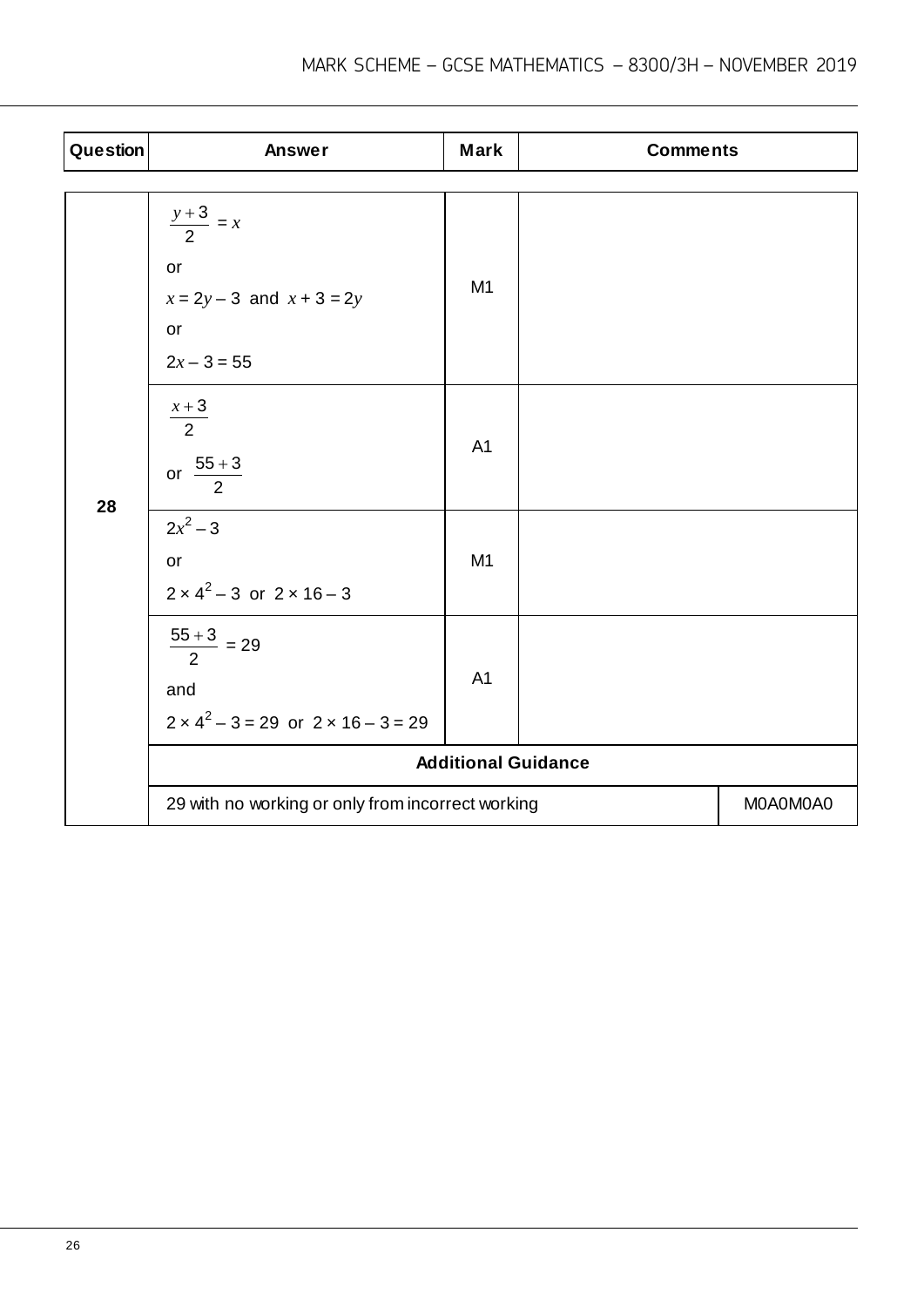| Question | Answer | Mark | Comments |
| --- | --- | --- | --- |
| 28 | $\frac{y+3}{2} = x$ <br> or <br> $x = 2y - 3$ and $x + 3 = 2y$ <br> or <br> $2x - 3 = 55$ | M1 | |
| | $\frac{x+3}{2}$ <br> or $\frac{55+3}{2}$ | A1 | |
| | $2x^2 - 3$ <br> or <br> $2 \times 4^2 - 3$ or $2 \times 16 - 3$ | M1 | |
| | $\frac{55+3}{2} = 29$ <br> and <br> $2 \times 4^2 - 3 = 29$ or $2 \times 16 - 3 = 29$ | A1 | |
| | **Additional Guidance** | | |
| | 29 with no working or only from incorrect working | | M0A0M0A0 |